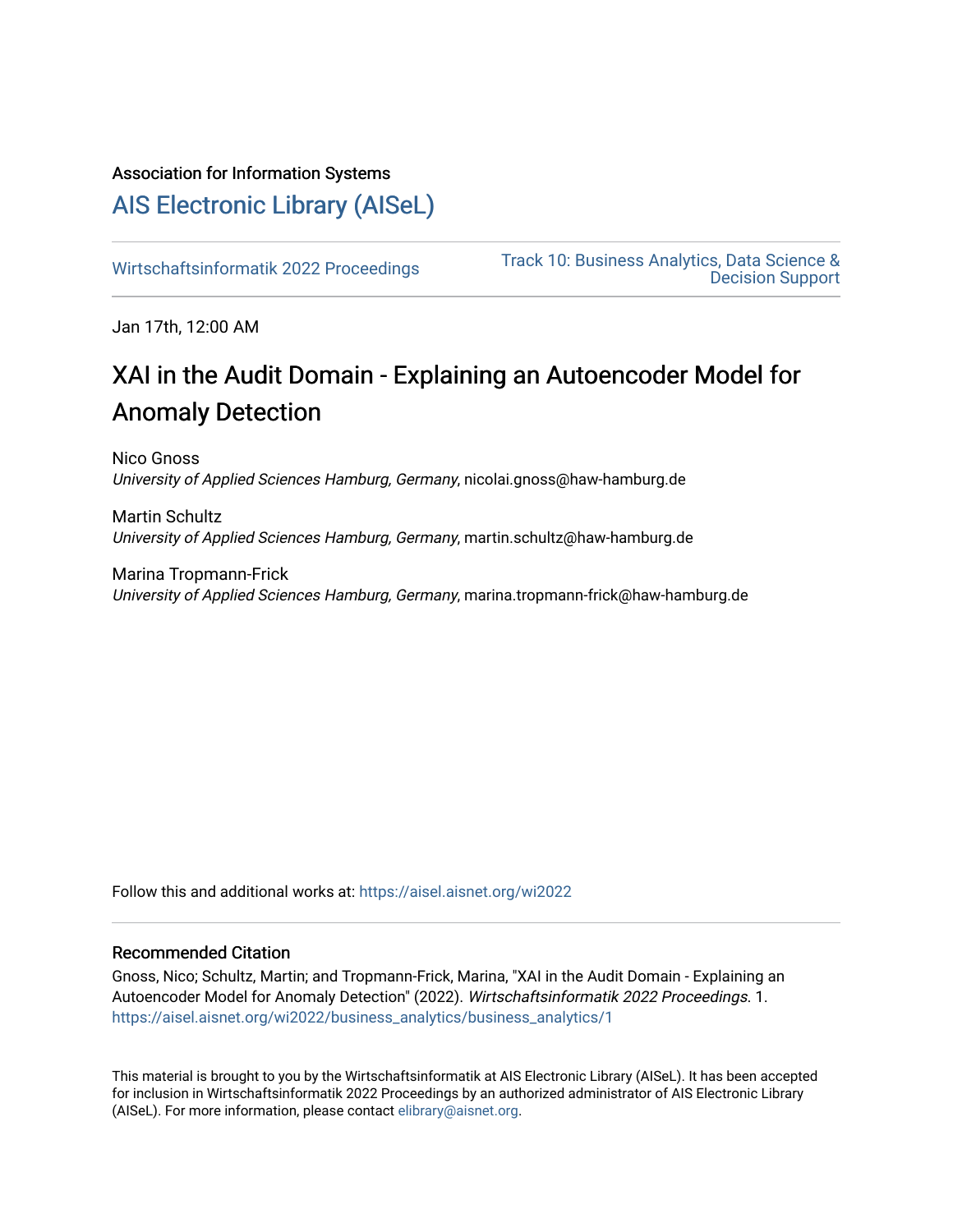Association for Information Systems

# AIS Electronic Library (AISeL)

Wirtschaftsinformatik 2022 Proceedings

Track 10: Business Analytics, Data Science & Decision Support

Jan 17th, 12:00 AM

## XAI in the Audit Domain - Explaining an Autoencoder Model for Anomaly Detection

Nico Gnoss
*University of Applied Sciences Hamburg, Germany*, nicolai.gnoss@haw-hamburg.de

Martin Schultz
*University of Applied Sciences Hamburg, Germany*, martin.schultz@haw-hamburg.de

Marina Tropmann-Frick
*University of Applied Sciences Hamburg, Germany*, marina.tropmann-frick@haw-hamburg.de

Follow this and additional works at: https://aisel.aisnet.org/wi2022

### Recommended Citation

Gnoss, Nico; Schultz, Martin; and Tropmann-Frick, Marina, "XAI in the Audit Domain - Explaining an Autoencoder Model for Anomaly Detection" (2022). *Wirtschaftsinformatik 2022 Proceedings*. 1.
https://aisel.aisnet.org/wi2022/business_analytics/business_analytics/1

This material is brought to you by the Wirtschaftsinformatik at AIS Electronic Library (AISeL). It has been accepted for inclusion in Wirtschaftsinformatik 2022 Proceedings by an authorized administrator of AIS Electronic Library (AISeL). For more information, please contact elibrary@aisnet.org.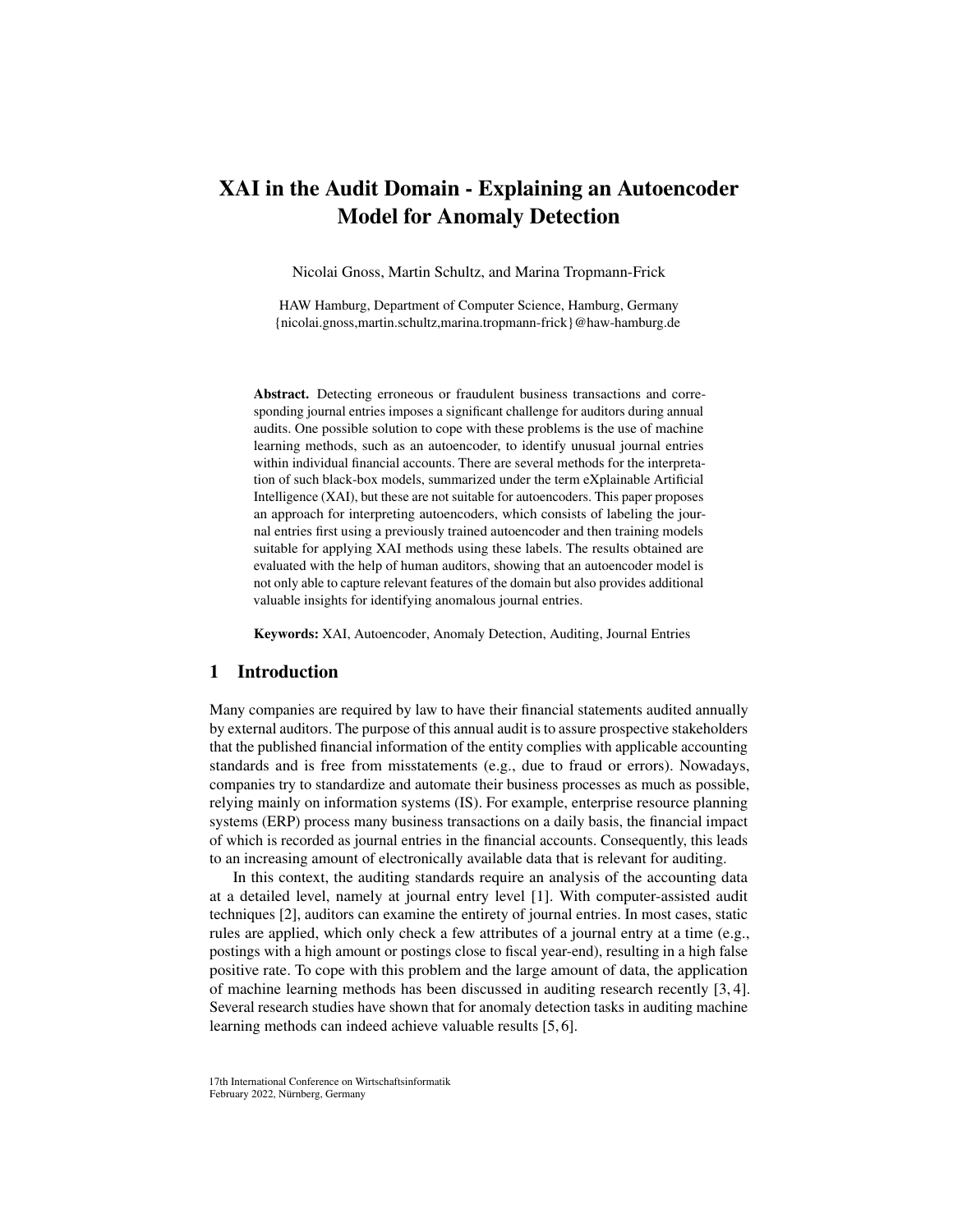# XAI in the Audit Domain - Explaining an Autoencoder Model for Anomaly Detection

Nicolai Gnoss, Martin Schultz, and Marina Tropmann-Frick

HAW Hamburg, Department of Computer Science, Hamburg, Germany
{nicolai.gnoss,martin.schultz,marina.tropmann-frick}@haw-hamburg.de

**Abstract.** Detecting erroneous or fraudulent business transactions and corresponding journal entries imposes a significant challenge for auditors during annual audits. One possible solution to cope with these problems is the use of machine learning methods, such as an autoencoder, to identify unusual journal entries within individual financial accounts. There are several methods for the interpretation of such black-box models, summarized under the term eXplainable Artificial Intelligence (XAI), but these are not suitable for autoencoders. This paper proposes an approach for interpreting autoencoders, which consists of labeling the journal entries first using a previously trained autoencoder and then training models suitable for applying XAI methods using these labels. The results obtained are evaluated with the help of human auditors, showing that an autoencoder model is not only able to capture relevant features of the domain but also provides additional valuable insights for identifying anomalous journal entries.

**Keywords:** XAI, Autoencoder, Anomaly Detection, Auditing, Journal Entries

## 1 Introduction

Many companies are required by law to have their financial statements audited annually by external auditors. The purpose of this annual audit is to assure prospective stakeholders that the published financial information of the entity complies with applicable accounting standards and is free from misstatements (e.g., due to fraud or errors). Nowadays, companies try to standardize and automate their business processes as much as possible, relying mainly on information systems (IS). For example, enterprise resource planning systems (ERP) process many business transactions on a daily basis, the financial impact of which is recorded as journal entries in the financial accounts. Consequently, this leads to an increasing amount of electronically available data that is relevant for auditing.

In this context, the auditing standards require an analysis of the accounting data at a detailed level, namely at journal entry level [1]. With computer-assisted audit techniques [2], auditors can examine the entirety of journal entries. In most cases, static rules are applied, which only check a few attributes of a journal entry at a time (e.g., postings with a high amount or postings close to fiscal year-end), resulting in a high false positive rate. To cope with this problem and the large amount of data, the application of machine learning methods has been discussed in auditing research recently [3, 4]. Several research studies have shown that for anomaly detection tasks in auditing machine learning methods can indeed achieve valuable results [5, 6].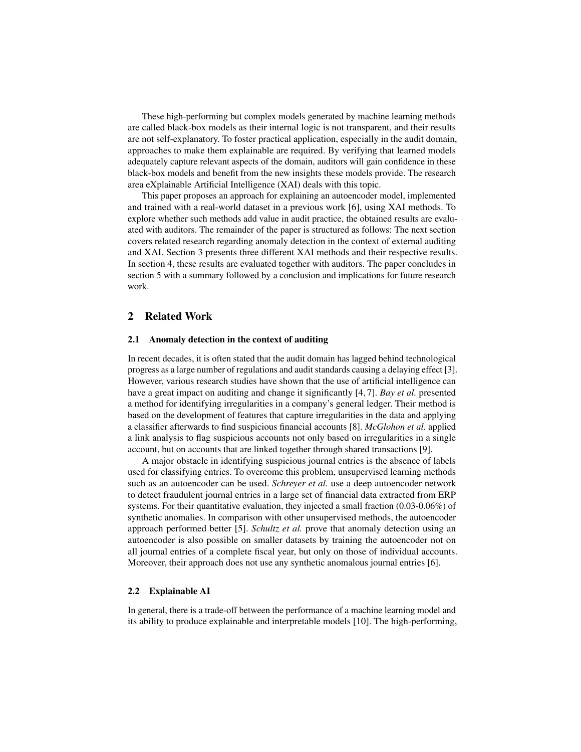These high-performing but complex models generated by machine learning methods are called black-box models as their internal logic is not transparent, and their results are not self-explanatory. To foster practical application, especially in the audit domain, approaches to make them explainable are required. By verifying that learned models adequately capture relevant aspects of the domain, auditors will gain confidence in these black-box models and benefit from the new insights these models provide. The research area eXplainable Artificial Intelligence (XAI) deals with this topic.

This paper proposes an approach for explaining an autoencoder model, implemented and trained with a real-world dataset in a previous work [6], using XAI methods. To explore whether such methods add value in audit practice, the obtained results are evaluated with auditors. The remainder of the paper is structured as follows: The next section covers related research regarding anomaly detection in the context of external auditing and XAI. Section 3 presents three different XAI methods and their respective results. In section 4, these results are evaluated together with auditors. The paper concludes in section 5 with a summary followed by a conclusion and implications for future research work.

## 2 Related Work

### 2.1 Anomaly detection in the context of auditing

In recent decades, it is often stated that the audit domain has lagged behind technological progress as a large number of regulations and audit standards causing a delaying effect [3]. However, various research studies have shown that the use of artificial intelligence can have a great impact on auditing and change it significantly [4, 7]. *Bay et al.* presented a method for identifying irregularities in a company's general ledger. Their method is based on the development of features that capture irregularities in the data and applying a classifier afterwards to find suspicious financial accounts [8]. *McGlohon et al.* applied a link analysis to flag suspicious accounts not only based on irregularities in a single account, but on accounts that are linked together through shared transactions [9].

A major obstacle in identifying suspicious journal entries is the absence of labels used for classifying entries. To overcome this problem, unsupervised learning methods such as an autoencoder can be used. *Schreyer et al.* use a deep autoencoder network to detect fraudulent journal entries in a large set of financial data extracted from ERP systems. For their quantitative evaluation, they injected a small fraction (0.03-0.06%) of synthetic anomalies. In comparison with other unsupervised methods, the autoencoder approach performed better [5]. *Schultz et al.* prove that anomaly detection using an autoencoder is also possible on smaller datasets by training the autoencoder not on all journal entries of a complete fiscal year, but only on those of individual accounts. Moreover, their approach does not use any synthetic anomalous journal entries [6].

### 2.2 Explainable AI

In general, there is a trade-off between the performance of a machine learning model and its ability to produce explainable and interpretable models [10]. The high-performing,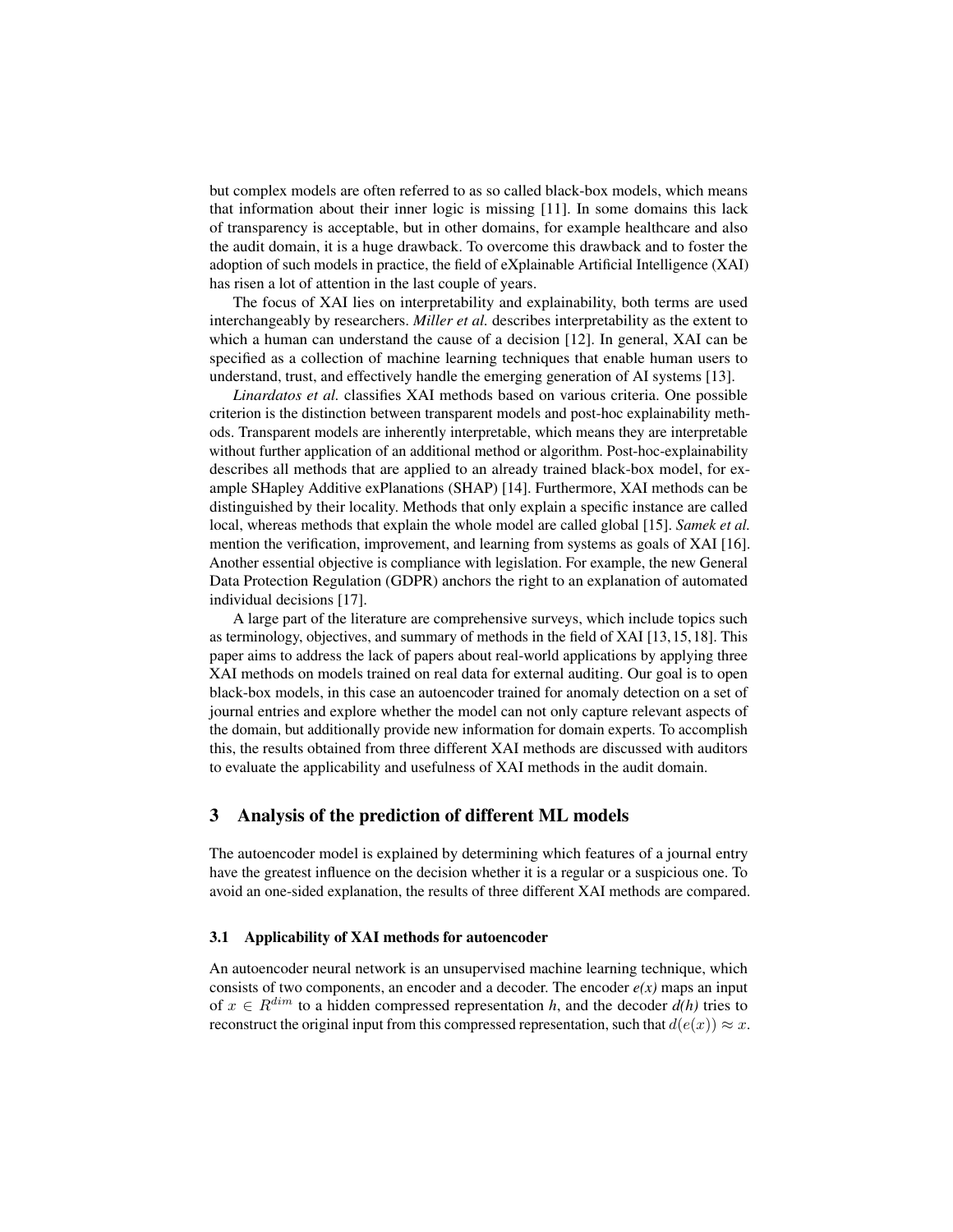but complex models are often referred to as so called black-box models, which means that information about their inner logic is missing [11]. In some domains this lack of transparency is acceptable, but in other domains, for example healthcare and also the audit domain, it is a huge drawback. To overcome this drawback and to foster the adoption of such models in practice, the field of eXplainable Artificial Intelligence (XAI) has risen a lot of attention in the last couple of years.

The focus of XAI lies on interpretability and explainability, both terms are used interchangeably by researchers. *Miller et al.* describes interpretability as the extent to which a human can understand the cause of a decision [12]. In general, XAI can be specified as a collection of machine learning techniques that enable human users to understand, trust, and effectively handle the emerging generation of AI systems [13].

*Linardatos et al.* classifies XAI methods based on various criteria. One possible criterion is the distinction between transparent models and post-hoc explainability methods. Transparent models are inherently interpretable, which means they are interpretable without further application of an additional method or algorithm. Post-hoc-explainability describes all methods that are applied to an already trained black-box model, for example SHapley Additive exPlanations (SHAP) [14]. Furthermore, XAI methods can be distinguished by their locality. Methods that only explain a specific instance are called local, whereas methods that explain the whole model are called global [15]. *Samek et al.* mention the verification, improvement, and learning from systems as goals of XAI [16]. Another essential objective is compliance with legislation. For example, the new General Data Protection Regulation (GDPR) anchors the right to an explanation of automated individual decisions [17].

A large part of the literature are comprehensive surveys, which include topics such as terminology, objectives, and summary of methods in the field of XAI [13, 15, 18]. This paper aims to address the lack of papers about real-world applications by applying three XAI methods on models trained on real data for external auditing. Our goal is to open black-box models, in this case an autoencoder trained for anomaly detection on a set of journal entries and explore whether the model can not only capture relevant aspects of the domain, but additionally provide new information for domain experts. To accomplish this, the results obtained from three different XAI methods are discussed with auditors to evaluate the applicability and usefulness of XAI methods in the audit domain.

## 3 Analysis of the prediction of different ML models

The autoencoder model is explained by determining which features of a journal entry have the greatest influence on the decision whether it is a regular or a suspicious one. To avoid an one-sided explanation, the results of three different XAI methods are compared.

### 3.1 Applicability of XAI methods for autoencoder

An autoencoder neural network is an unsupervised machine learning technique, which consists of two components, an encoder and a decoder. The encoder $e(x)$ maps an input of $x \in R^{dim}$ to a hidden compressed representation $h$, and the decoder $d(h)$ tries to reconstruct the original input from this compressed representation, such that $d(e(x)) \approx x$.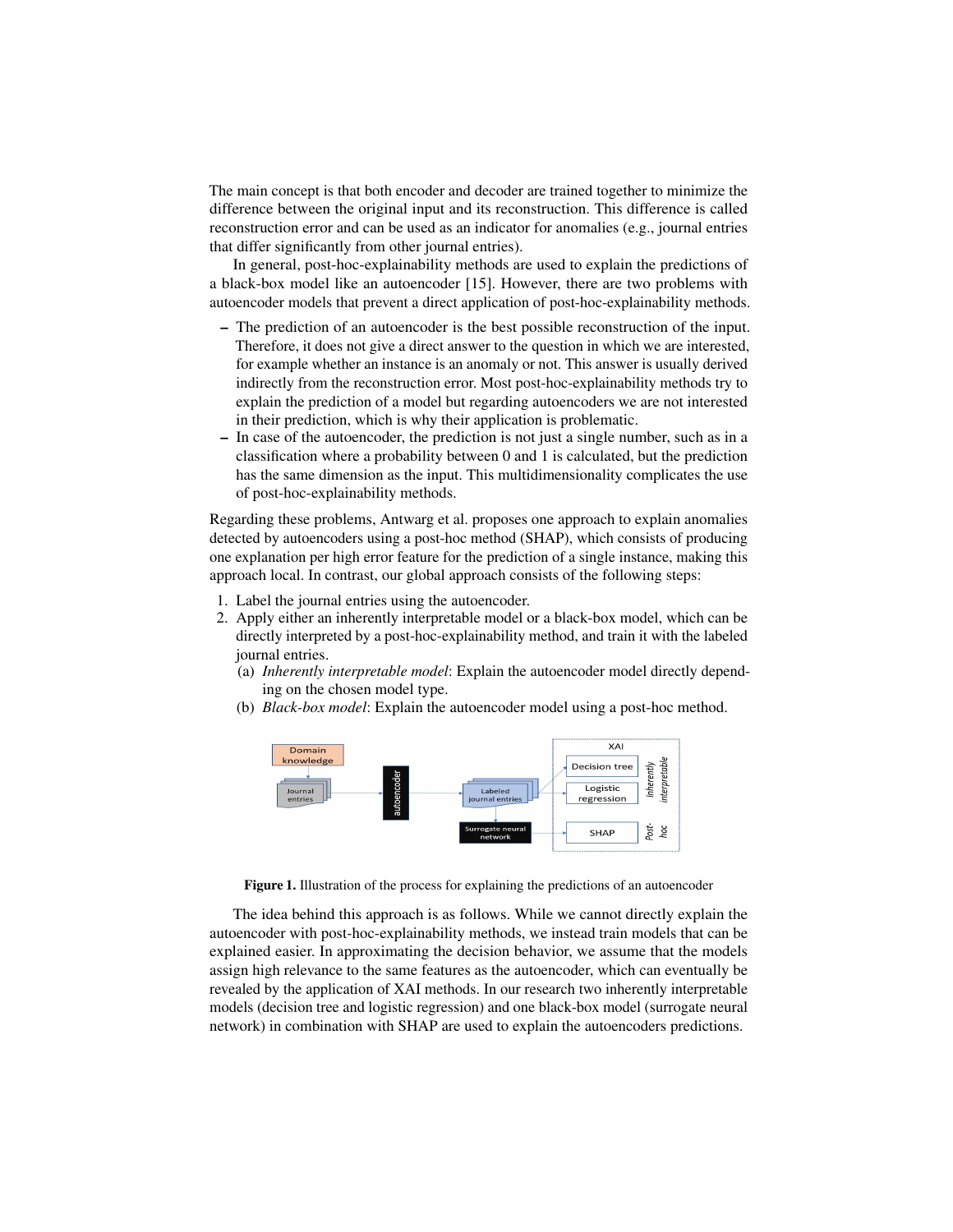The main concept is that both encoder and decoder are trained together to minimize the difference between the original input and its reconstruction. This difference is called reconstruction error and can be used as an indicator for anomalies (e.g., journal entries that differ significantly from other journal entries).

In general, post-hoc-explainability methods are used to explain the predictions of a black-box model like an autoencoder [15]. However, there are two problems with autoencoder models that prevent a direct application of post-hoc-explainability methods.

- The prediction of an autoencoder is the best possible reconstruction of the input. Therefore, it does not give a direct answer to the question in which we are interested, for example whether an instance is an anomaly or not. This answer is usually derived indirectly from the reconstruction error. Most post-hoc-explainability methods try to explain the prediction of a model but regarding autoencoders we are not interested in their prediction, which is why their application is problematic.
- In case of the autoencoder, the prediction is not just a single number, such as in a classification where a probability between 0 and 1 is calculated, but the prediction has the same dimension as the input. This multidimensionality complicates the use of post-hoc-explainability methods.

Regarding these problems, Antwarg et al. proposes one approach to explain anomalies detected by autoencoders using a post-hoc method (SHAP), which consists of producing one explanation per high error feature for the prediction of a single instance, making this approach local. In contrast, our global approach consists of the following steps:

1. Label the journal entries using the autoencoder.
2. Apply either an inherently interpretable model or a black-box model, which can be directly interpreted by a post-hoc-explainability method, and train it with the labeled journal entries.
   (a) *Inherently interpretable model*: Explain the autoencoder model directly depending on the chosen model type.
   (b) *Black-box model*: Explain the autoencoder model using a post-hoc method.

**Figure 1.** Illustration of the process for explaining the predictions of an autoencoder

The idea behind this approach is as follows. While we cannot directly explain the autoencoder with post-hoc-explainability methods, we instead train models that can be explained easier. In approximating the decision behavior, we assume that the models assign high relevance to the same features as the autoencoder, which can eventually be revealed by the application of XAI methods. In our research two inherently interpretable models (decision tree and logistic regression) and one black-box model (surrogate neural network) in combination with SHAP are used to explain the autoencoders predictions.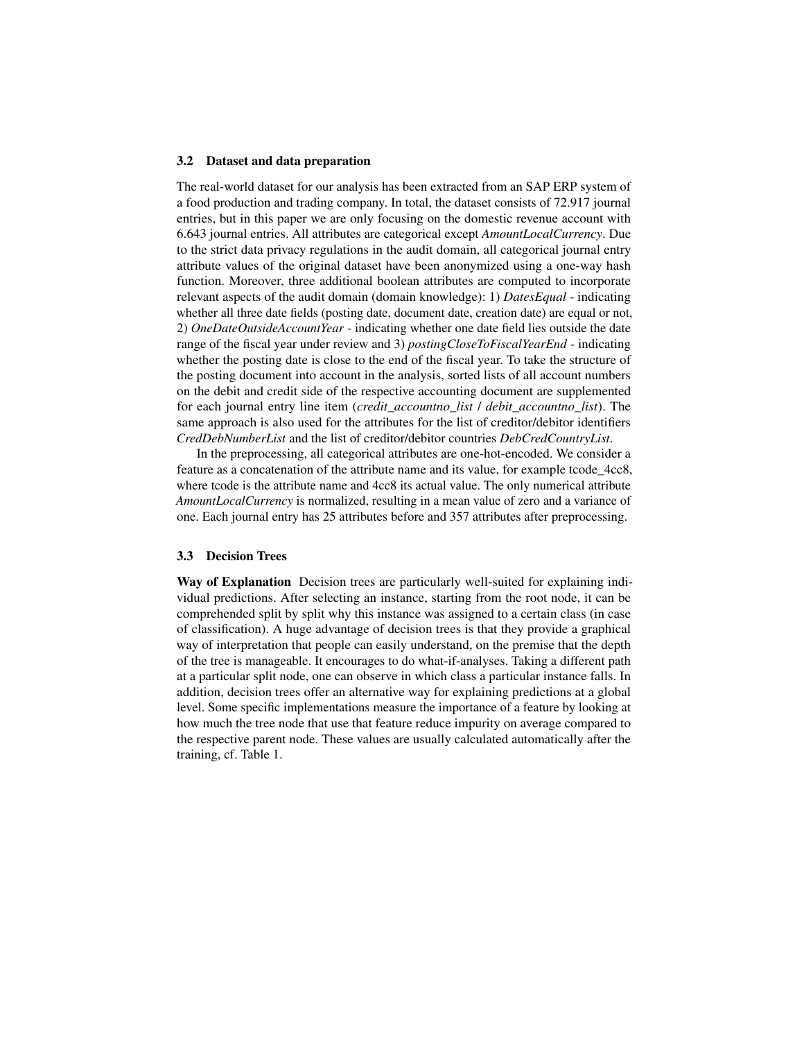### 3.2 Dataset and data preparation

The real-world dataset for our analysis has been extracted from an SAP ERP system of a food production and trading company. In total, the dataset consists of 72.917 journal entries, but in this paper we are only focusing on the domestic revenue account with 6.643 journal entries. All attributes are categorical except *AmountLocalCurrency*. Due to the strict data privacy regulations in the audit domain, all categorical journal entry attribute values of the original dataset have been anonymized using a one-way hash function. Moreover, three additional boolean attributes are computed to incorporate relevant aspects of the audit domain (domain knowledge): 1) *DatesEqual* - indicating whether all three date fields (posting date, document date, creation date) are equal or not, 2) *OneDateOutsideAccountYear* - indicating whether one date field lies outside the date range of the fiscal year under review and 3) *postingCloseToFiscalYearEnd* - indicating whether the posting date is close to the end of the fiscal year. To take the structure of the posting document into account in the analysis, sorted lists of all account numbers on the debit and credit side of the respective accounting document are supplemented for each journal entry line item (*credit_accountno_list* / *debit_accountno_list*). The same approach is also used for the attributes for the list of creditor/debitor identifiers *CredDebNumberList* and the list of creditor/debitor countries *DebCredCountryList*.

In the preprocessing, all categorical attributes are one-hot-encoded. We consider a feature as a concatenation of the attribute name and its value, for example tcode_4cc8, where tcode is the attribute name and 4cc8 its actual value. The only numerical attribute *AmountLocalCurrency* is normalized, resulting in a mean value of zero and a variance of one. Each journal entry has 25 attributes before and 357 attributes after preprocessing.

### 3.3 Decision Trees

**Way of Explanation** Decision trees are particularly well-suited for explaining individual predictions. After selecting an instance, starting from the root node, it can be comprehended split by split why this instance was assigned to a certain class (in case of classification). A huge advantage of decision trees is that they provide a graphical way of interpretation that people can easily understand, on the premise that the depth of the tree is manageable. It encourages to do what-if-analyses. Taking a different path at a particular split node, one can observe in which class a particular instance falls. In addition, decision trees offer an alternative way for explaining predictions at a global level. Some specific implementations measure the importance of a feature by looking at how much the tree node that use that feature reduce impurity on average compared to the respective parent node. These values are usually calculated automatically after the training, cf. Table 1.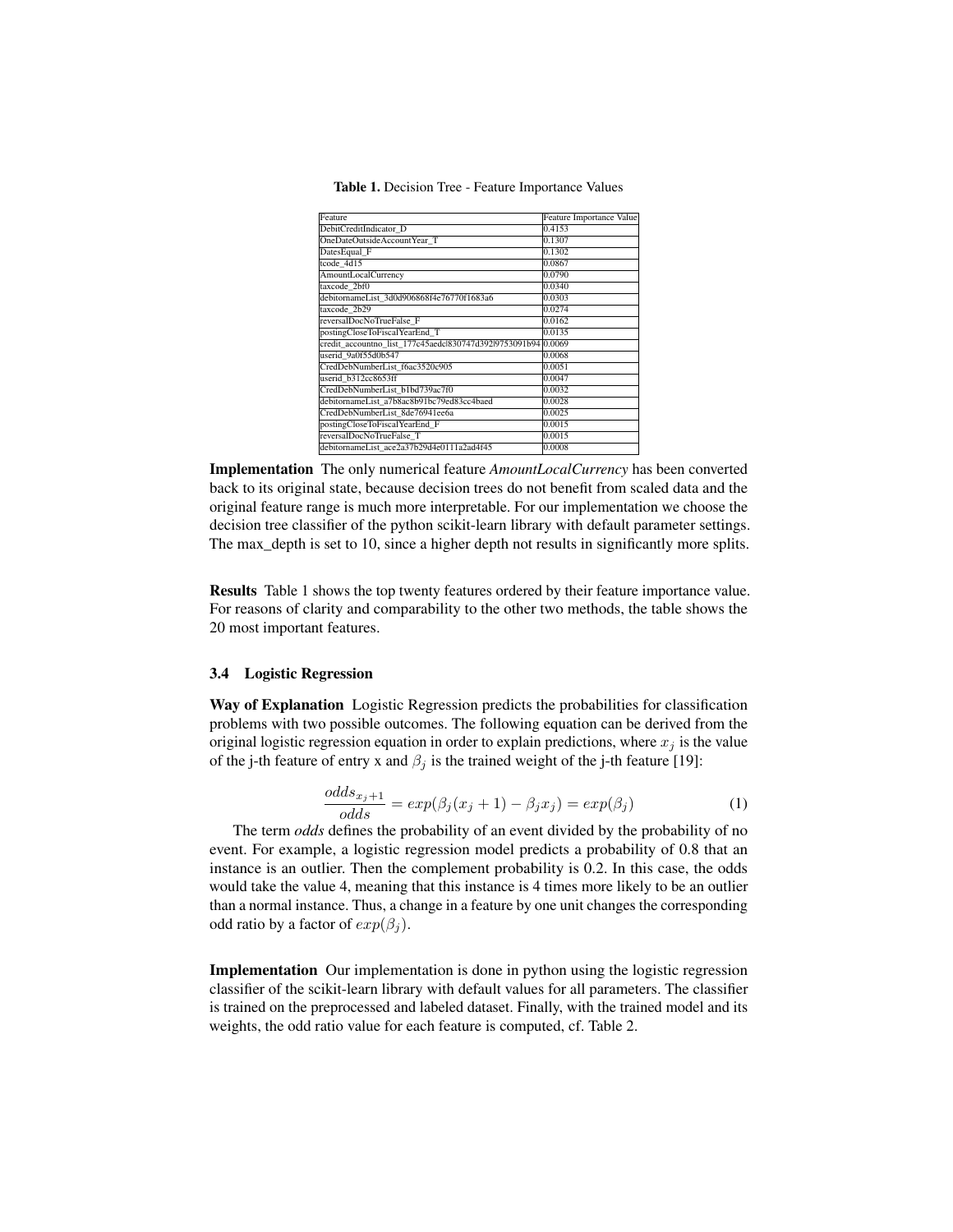**Table 1.** Decision Tree - Feature Importance Values

| Feature | Feature Importance Value |
| --- | --- |
| DebitCreditIndicator_D | 0.4153 |
| OneDateOutsideAccountYear_T | 0.1307 |
| DatesEqual_F | 0.1302 |
| tcode_4d15 | 0.0867 |
| AmountLocalCurrency | 0.0790 |
| taxcode_2bf0 | 0.0340 |
| debitornameList_3d0d906868f4e76770f1683a6 | 0.0303 |
| taxcode_2b29 | 0.0274 |
| reversalDocNoTrueFalse_F | 0.0162 |
| postingCloseToFiscalYearEnd_T | 0.0135 |
| credit_accountno_list_177c45aedc\|830747d392\|9753091b94 | 0.0069 |
| userid_9a0f55d0b547 | 0.0068 |
| CredDebNumberList_f6ac3520c905 | 0.0051 |
| userid_b312cc8653ff | 0.0047 |
| CredDebNumberList_b1bd739ac7f0 | 0.0032 |
| debitornameList_a7b8ac8b91bc79ed83cc4baed | 0.0028 |
| CredDebNumberList_8de76941ee6a | 0.0025 |
| postingCloseToFiscalYearEnd_F | 0.0015 |
| reversalDocNoTrueFalse_T | 0.0015 |
| debitornameList_ace2a37b29d4e0111a2ad4f45 | 0.0008 |

**Implementation** The only numerical feature *AmountLocalCurrency* has been converted back to its original state, because decision trees do not benefit from scaled data and the original feature range is much more interpretable. For our implementation we choose the decision tree classifier of the python scikit-learn library with default parameter settings. The max_depth is set to 10, since a higher depth not results in significantly more splits.

**Results** Table 1 shows the top twenty features ordered by their feature importance value. For reasons of clarity and comparability to the other two methods, the table shows the 20 most important features.

### 3.4 Logistic Regression

**Way of Explanation** Logistic Regression predicts the probabilities for classification problems with two possible outcomes. The following equation can be derived from the original logistic regression equation in order to explain predictions, where $x_j$ is the value of the j-th feature of entry x and $\beta_j$ is the trained weight of the j-th feature [19]:

$$\frac{odds_{x_j+1}}{odds} = exp(\beta_j(x_j + 1) - \beta_j x_j) = exp(\beta_j) \quad (1)$$

The term *odds* defines the probability of an event divided by the probability of no event. For example, a logistic regression model predicts a probability of 0.8 that an instance is an outlier. Then the complement probability is 0.2. In this case, the odds would take the value 4, meaning that this instance is 4 times more likely to be an outlier than a normal instance. Thus, a change in a feature by one unit changes the corresponding odd ratio by a factor of $exp(\beta_j)$.

**Implementation** Our implementation is done in python using the logistic regression classifier of the scikit-learn library with default values for all parameters. The classifier is trained on the preprocessed and labeled dataset. Finally, with the trained model and its weights, the odd ratio value for each feature is computed, cf. Table 2.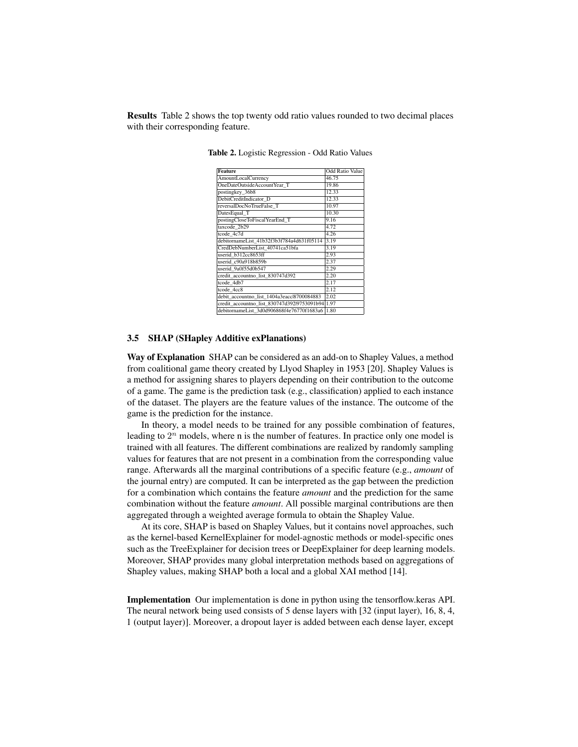**Results** Table 2 shows the top twenty odd ratio values rounded to two decimal places with their corresponding feature.

**Table 2.** Logistic Regression - Odd Ratio Values

| Feature | Odd Ratio Value |
|---|---|
| AmountLocalCurrency | 46.75 |
| OneDateOutsideAccountYear_T | 19.86 |
| postingkey_36b8 | 12.33 |
| DebitCreditIndicator_D | 12.33 |
| reversalDocNoTrueFalse_T | 10.97 |
| DatesEqual_T | 10.30 |
| postingCloseToFiscalYearEnd_T | 9.16 |
| taxcode_2b29 | 4.72 |
| tcode_4c7d | 4.26 |
| debitornameList_41b32f3b3f784a4d631f05114 | 3.19 |
| CredDebNumberList_40741ca51bfa | 3.19 |
| userid_b312cc8653ff | 2.93 |
| userid_c90a918b859b | 2.37 |
| userid_9a0f55d0b547 | 2.29 |
| credit_accountno_list_830747d392 | 2.20 |
| tcode_4db7 | 2.17 |
| tcode_4cc8 | 2.12 |
| debit_accountno_list_1404a3eacc\|8700084883 | 2.02 |
| credit_accountno_list_830747d392\|9753091b94 | 1.97 |
| debitornameList_3d0d906868f4e76770f1683a6 | 1.80 |

### 3.5 SHAP (SHapley Additive exPlanations)

**Way of Explanation** SHAP can be considered as an add-on to Shapley Values, a method from coalitional game theory created by Llyod Shapley in 1953 [20]. Shapley Values is a method for assigning shares to players depending on their contribution to the outcome of a game. The game is the prediction task (e.g., classification) applied to each instance of the dataset. The players are the feature values of the instance. The outcome of the game is the prediction for the instance.

In theory, a model needs to be trained for any possible combination of features, leading to $2^n$ models, where n is the number of features. In practice only one model is trained with all features. The different combinations are realized by randomly sampling values for features that are not present in a combination from the corresponding value range. Afterwards all the marginal contributions of a specific feature (e.g., *amount* of the journal entry) are computed. It can be interpreted as the gap between the prediction for a combination which contains the feature *amount* and the prediction for the same combination without the feature *amount*. All possible marginal contributions are then aggregated through a weighted average formula to obtain the Shapley Value.

At its core, SHAP is based on Shapley Values, but it contains novel approaches, such as the kernel-based KernelExplainer for model-agnostic methods or model-specific ones such as the TreeExplainer for decision trees or DeepExplainer for deep learning models. Moreover, SHAP provides many global interpretation methods based on aggregations of Shapley values, making SHAP both a local and a global XAI method [14].

**Implementation** Our implementation is done in python using the tensorflow.keras API. The neural network being used consists of 5 dense layers with [32 (input layer), 16, 8, 4, 1 (output layer)]. Moreover, a dropout layer is added between each dense layer, except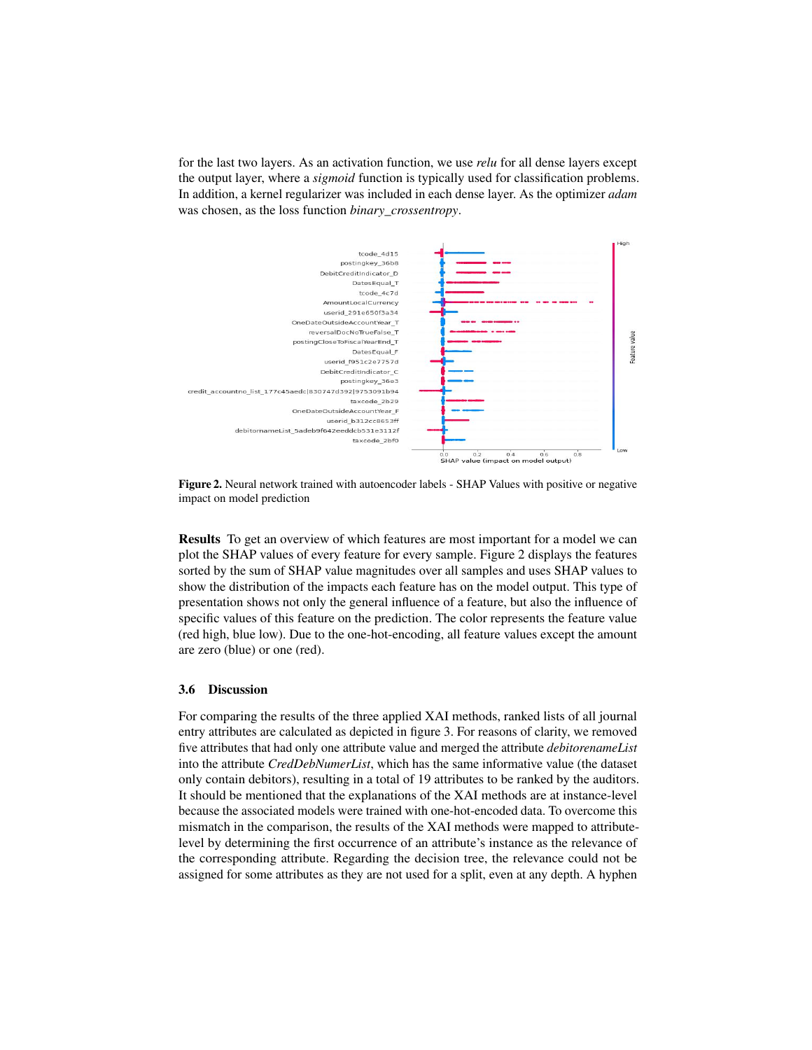for the last two layers. As an activation function, we use *relu* for all dense layers except the output layer, where a *sigmoid* function is typically used for classification problems. In addition, a kernel regularizer was included in each dense layer. As the optimizer *adam* was chosen, as the loss function *binary_crossentropy*.

**Figure 2.** Neural network trained with autoencoder labels - SHAP Values with positive or negative impact on model prediction

**Results** To get an overview of which features are most important for a model we can plot the SHAP values of every feature for every sample. Figure 2 displays the features sorted by the sum of SHAP value magnitudes over all samples and uses SHAP values to show the distribution of the impacts each feature has on the model output. This type of presentation shows not only the general influence of a feature, but also the influence of specific values of this feature on the prediction. The color represents the feature value (red high, blue low). Due to the one-hot-encoding, all feature values except the amount are zero (blue) or one (red).

### 3.6 Discussion

For comparing the results of the three applied XAI methods, ranked lists of all journal entry attributes are calculated as depicted in figure 3. For reasons of clarity, we removed five attributes that had only one attribute value and merged the attribute *debitorenameList* into the attribute *CredDebNumerList*, which has the same informative value (the dataset only contain debitors), resulting in a total of 19 attributes to be ranked by the auditors. It should be mentioned that the explanations of the XAI methods are at instance-level because the associated models were trained with one-hot-encoded data. To overcome this mismatch in the comparison, the results of the XAI methods were mapped to attribute-level by determining the first occurrence of an attribute's instance as the relevance of the corresponding attribute. Regarding the decision tree, the relevance could not be assigned for some attributes as they are not used for a split, even at any depth. A hyphen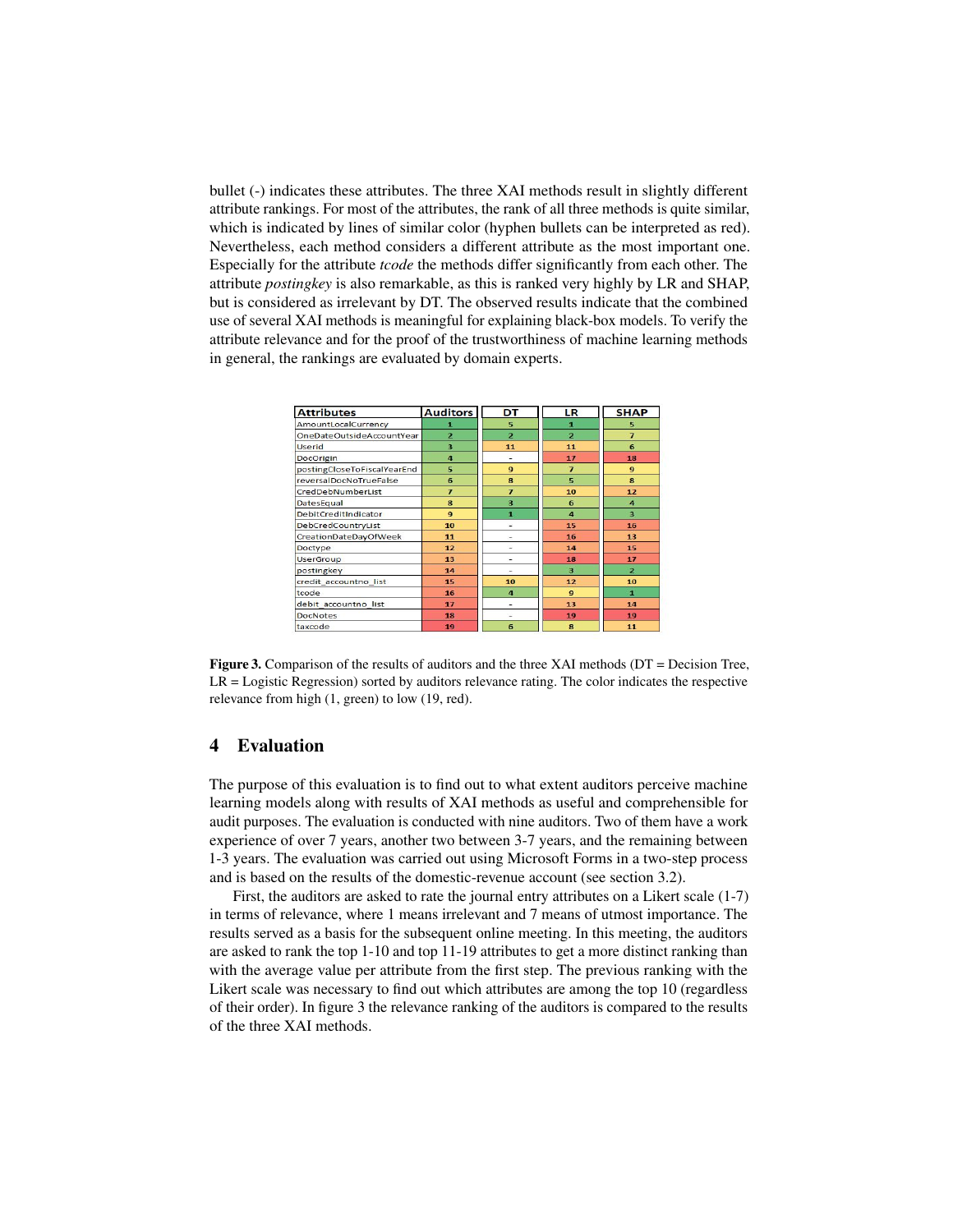bullet (-) indicates these attributes. The three XAI methods result in slightly different attribute rankings. For most of the attributes, the rank of all three methods is quite similar, which is indicated by lines of similar color (hyphen bullets can be interpreted as red). Nevertheless, each method considers a different attribute as the most important one. Especially for the attribute *tcode* the methods differ significantly from each other. The attribute *postingkey* is also remarkable, as this is ranked very highly by LR and SHAP, but is considered as irrelevant by DT. The observed results indicate that the combined use of several XAI methods is meaningful for explaining black-box models. To verify the attribute relevance and for the proof of the trustworthiness of machine learning methods in general, the rankings are evaluated by domain experts.

| Attributes | Auditors | DT | LR | SHAP |
|---|---|---|---|---|
| AmountLocalCurrency | 1 | 5 | 1 | 5 |
| OneDateOutsideAccountYear | 2 | 2 | 2 | 7 |
| UserId | 3 | 11 | 11 | 6 |
| DocOrigin | 4 | - | 17 | 18 |
| postingCloseToFiscalYearEnd | 5 | 9 | 7 | 9 |
| reversalDocNoTrueFalse | 6 | 8 | 5 | 8 |
| CredDebNumberList | 7 | 7 | 10 | 12 |
| DatesEqual | 8 | 3 | 6 | 4 |
| DebitCreditIndicator | 9 | 1 | 4 | 3 |
| DebCredCountryList | 10 | - | 15 | 16 |
| CreationDateDayOfWeek | 11 | - | 16 | 13 |
| Doctype | 12 | - | 14 | 15 |
| UserGroup | 13 | - | 18 | 17 |
| postingkey | 14 | - | 3 | 2 |
| credit_accountno_list | 15 | 10 | 12 | 10 |
| tcode | 16 | 4 | 9 | 1 |
| debit_accountno_list | 17 | - | 13 | 14 |
| DocNotes | 18 | - | 19 | 19 |
| taxcode | 19 | 6 | 8 | 11 |

**Figure 3.** Comparison of the results of auditors and the three XAI methods (DT = Decision Tree, LR = Logistic Regression) sorted by auditors relevance rating. The color indicates the respective relevance from high (1, green) to low (19, red).

## 4 Evaluation

The purpose of this evaluation is to find out to what extent auditors perceive machine learning models along with results of XAI methods as useful and comprehensible for audit purposes. The evaluation is conducted with nine auditors. Two of them have a work experience of over 7 years, another two between 3-7 years, and the remaining between 1-3 years. The evaluation was carried out using Microsoft Forms in a two-step process and is based on the results of the domestic-revenue account (see section 3.2).

First, the auditors are asked to rate the journal entry attributes on a Likert scale (1-7) in terms of relevance, where 1 means irrelevant and 7 means of utmost importance. The results served as a basis for the subsequent online meeting. In this meeting, the auditors are asked to rank the top 1-10 and top 11-19 attributes to get a more distinct ranking than with the average value per attribute from the first step. The previous ranking with the Likert scale was necessary to find out which attributes are among the top 10 (regardless of their order). In figure 3 the relevance ranking of the auditors is compared to the results of the three XAI methods.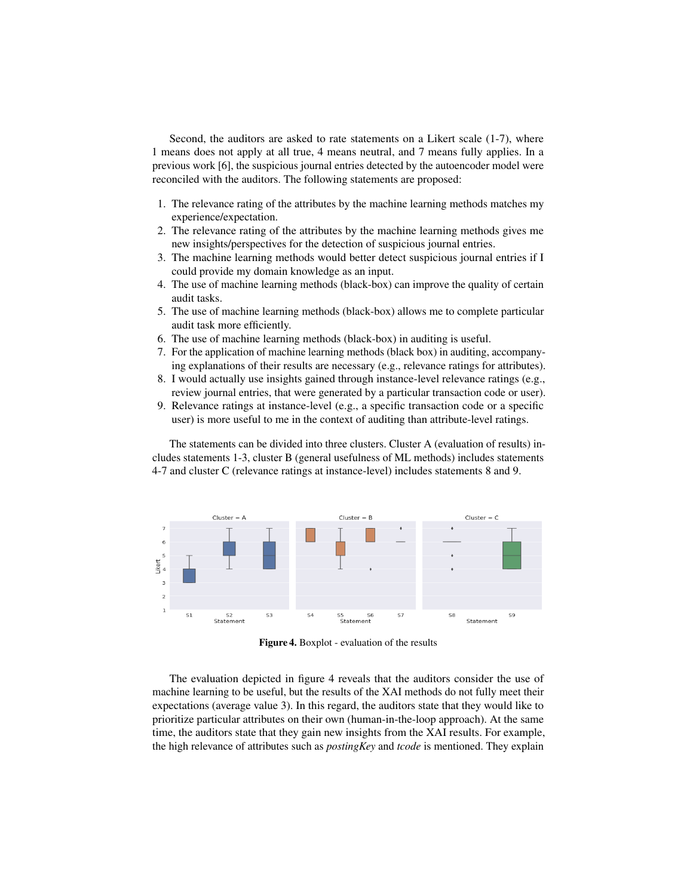Second, the auditors are asked to rate statements on a Likert scale (1-7), where 1 means does not apply at all true, 4 means neutral, and 7 means fully applies. In a previous work [6], the suspicious journal entries detected by the autoencoder model were reconciled with the auditors. The following statements are proposed:

1. The relevance rating of the attributes by the machine learning methods matches my experience/expectation.
2. The relevance rating of the attributes by the machine learning methods gives me new insights/perspectives for the detection of suspicious journal entries.
3. The machine learning methods would better detect suspicious journal entries if I could provide my domain knowledge as an input.
4. The use of machine learning methods (black-box) can improve the quality of certain audit tasks.
5. The use of machine learning methods (black-box) allows me to complete particular audit task more efficiently.
6. The use of machine learning methods (black-box) in auditing is useful.
7. For the application of machine learning methods (black box) in auditing, accompanying explanations of their results are necessary (e.g., relevance ratings for attributes).
8. I would actually use insights gained through instance-level relevance ratings (e.g., review journal entries, that were generated by a particular transaction code or user).
9. Relevance ratings at instance-level (e.g., a specific transaction code or a specific user) is more useful to me in the context of auditing than attribute-level ratings.

The statements can be divided into three clusters. Cluster A (evaluation of results) includes statements 1-3, cluster B (general usefulness of ML methods) includes statements 4-7 and cluster C (relevance ratings at instance-level) includes statements 8 and 9.

**Figure 4.** Boxplot - evaluation of the results

The evaluation depicted in figure 4 reveals that the auditors consider the use of machine learning to be useful, but the results of the XAI methods do not fully meet their expectations (average value 3). In this regard, the auditors state that they would like to prioritize particular attributes on their own (human-in-the-loop approach). At the same time, the auditors state that they gain new insights from the XAI results. For example, the high relevance of attributes such as *postingKey* and *tcode* is mentioned. They explain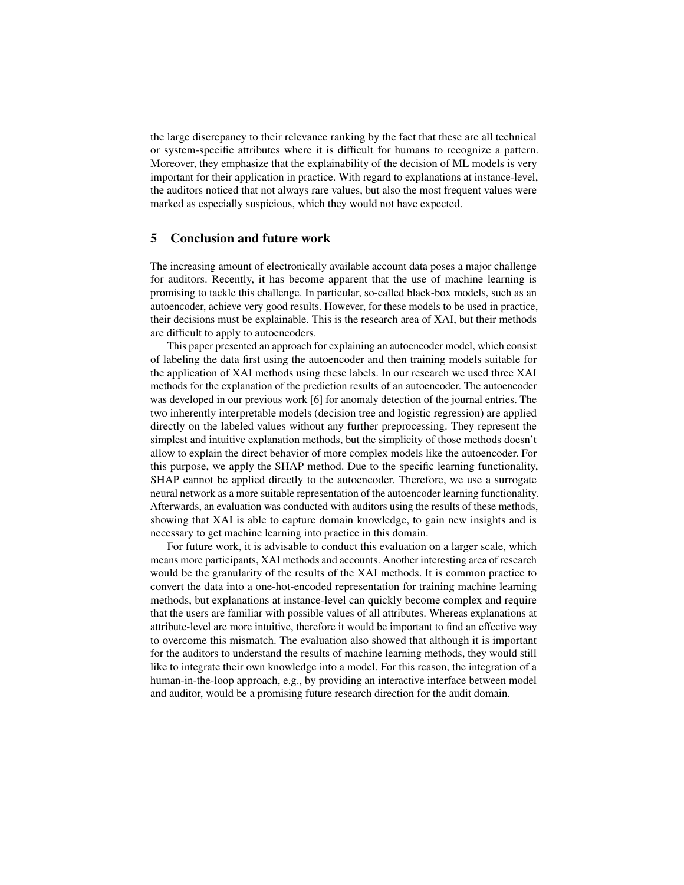the large discrepancy to their relevance ranking by the fact that these are all technical or system-specific attributes where it is difficult for humans to recognize a pattern. Moreover, they emphasize that the explainability of the decision of ML models is very important for their application in practice. With regard to explanations at instance-level, the auditors noticed that not always rare values, but also the most frequent values were marked as especially suspicious, which they would not have expected.

## 5 Conclusion and future work

The increasing amount of electronically available account data poses a major challenge for auditors. Recently, it has become apparent that the use of machine learning is promising to tackle this challenge. In particular, so-called black-box models, such as an autoencoder, achieve very good results. However, for these models to be used in practice, their decisions must be explainable. This is the research area of XAI, but their methods are difficult to apply to autoencoders.

This paper presented an approach for explaining an autoencoder model, which consist of labeling the data first using the autoencoder and then training models suitable for the application of XAI methods using these labels. In our research we used three XAI methods for the explanation of the prediction results of an autoencoder. The autoencoder was developed in our previous work [6] for anomaly detection of the journal entries. The two inherently interpretable models (decision tree and logistic regression) are applied directly on the labeled values without any further preprocessing. They represent the simplest and intuitive explanation methods, but the simplicity of those methods doesn't allow to explain the direct behavior of more complex models like the autoencoder. For this purpose, we apply the SHAP method. Due to the specific learning functionality, SHAP cannot be applied directly to the autoencoder. Therefore, we use a surrogate neural network as a more suitable representation of the autoencoder learning functionality. Afterwards, an evaluation was conducted with auditors using the results of these methods, showing that XAI is able to capture domain knowledge, to gain new insights and is necessary to get machine learning into practice in this domain.

For future work, it is advisable to conduct this evaluation on a larger scale, which means more participants, XAI methods and accounts. Another interesting area of research would be the granularity of the results of the XAI methods. It is common practice to convert the data into a one-hot-encoded representation for training machine learning methods, but explanations at instance-level can quickly become complex and require that the users are familiar with possible values of all attributes. Whereas explanations at attribute-level are more intuitive, therefore it would be important to find an effective way to overcome this mismatch. The evaluation also showed that although it is important for the auditors to understand the results of machine learning methods, they would still like to integrate their own knowledge into a model. For this reason, the integration of a human-in-the-loop approach, e.g., by providing an interactive interface between model and auditor, would be a promising future research direction for the audit domain.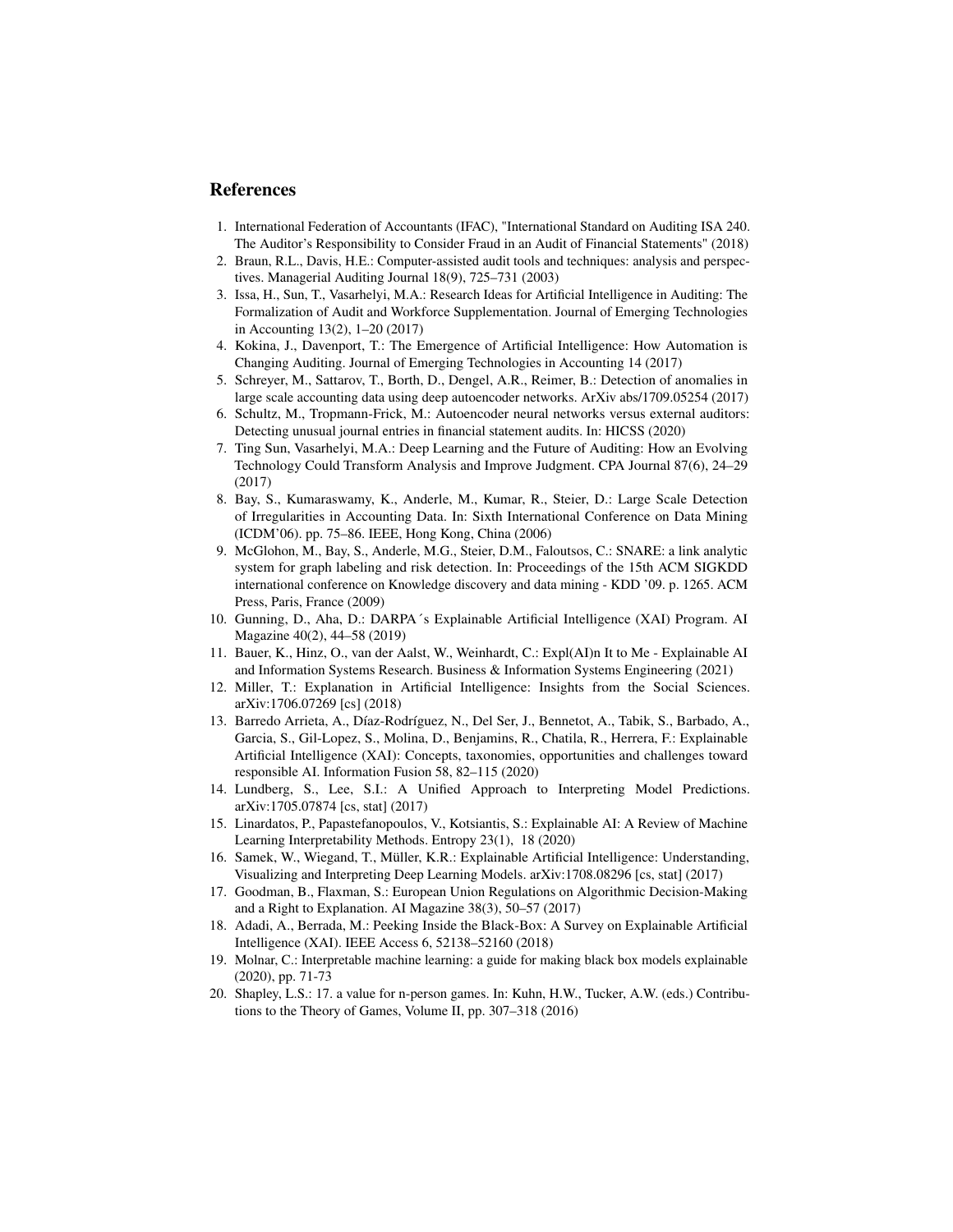## References

1. International Federation of Accountants (IFAC), "International Standard on Auditing ISA 240. The Auditor's Responsibility to Consider Fraud in an Audit of Financial Statements" (2018)
2. Braun, R.L., Davis, H.E.: Computer-assisted audit tools and techniques: analysis and perspectives. Managerial Auditing Journal 18(9), 725–731 (2003)
3. Issa, H., Sun, T., Vasarhelyi, M.A.: Research Ideas for Artificial Intelligence in Auditing: The Formalization of Audit and Workforce Supplementation. Journal of Emerging Technologies in Accounting 13(2), 1–20 (2017)
4. Kokina, J., Davenport, T.: The Emergence of Artificial Intelligence: How Automation is Changing Auditing. Journal of Emerging Technologies in Accounting 14 (2017)
5. Schreyer, M., Sattarov, T., Borth, D., Dengel, A.R., Reimer, B.: Detection of anomalies in large scale accounting data using deep autoencoder networks. ArXiv abs/1709.05254 (2017)
6. Schultz, M., Tropmann-Frick, M.: Autoencoder neural networks versus external auditors: Detecting unusual journal entries in financial statement audits. In: HICSS (2020)
7. Ting Sun, Vasarhelyi, M.A.: Deep Learning and the Future of Auditing: How an Evolving Technology Could Transform Analysis and Improve Judgment. CPA Journal 87(6), 24–29 (2017)
8. Bay, S., Kumaraswamy, K., Anderle, M., Kumar, R., Steier, D.: Large Scale Detection of Irregularities in Accounting Data. In: Sixth International Conference on Data Mining (ICDM'06). pp. 75–86. IEEE, Hong Kong, China (2006)
9. McGlohon, M., Bay, S., Anderle, M.G., Steier, D.M., Faloutsos, C.: SNARE: a link analytic system for graph labeling and risk detection. In: Proceedings of the 15th ACM SIGKDD international conference on Knowledge discovery and data mining - KDD '09. p. 1265. ACM Press, Paris, France (2009)
10. Gunning, D., Aha, D.: DARPA´s Explainable Artificial Intelligence (XAI) Program. AI Magazine 40(2), 44–58 (2019)
11. Bauer, K., Hinz, O., van der Aalst, W., Weinhardt, C.: Expl(AI)n It to Me - Explainable AI and Information Systems Research. Business & Information Systems Engineering (2021)
12. Miller, T.: Explanation in Artificial Intelligence: Insights from the Social Sciences. arXiv:1706.07269 [cs] (2018)
13. Barredo Arrieta, A., Díaz-Rodríguez, N., Del Ser, J., Bennetot, A., Tabik, S., Barbado, A., Garcia, S., Gil-Lopez, S., Molina, D., Benjamins, R., Chatila, R., Herrera, F.: Explainable Artificial Intelligence (XAI): Concepts, taxonomies, opportunities and challenges toward responsible AI. Information Fusion 58, 82–115 (2020)
14. Lundberg, S., Lee, S.I.: A Unified Approach to Interpreting Model Predictions. arXiv:1705.07874 [cs, stat] (2017)
15. Linardatos, P., Papastefanopoulos, V., Kotsiantis, S.: Explainable AI: A Review of Machine Learning Interpretability Methods. Entropy 23(1), 18 (2020)
16. Samek, W., Wiegand, T., Müller, K.R.: Explainable Artificial Intelligence: Understanding, Visualizing and Interpreting Deep Learning Models. arXiv:1708.08296 [cs, stat] (2017)
17. Goodman, B., Flaxman, S.: European Union Regulations on Algorithmic Decision-Making and a Right to Explanation. AI Magazine 38(3), 50–57 (2017)
18. Adadi, A., Berrada, M.: Peeking Inside the Black-Box: A Survey on Explainable Artificial Intelligence (XAI). IEEE Access 6, 52138–52160 (2018)
19. Molnar, C.: Interpretable machine learning: a guide for making black box models explainable (2020), pp. 71-73
20. Shapley, L.S.: 17. a value for n-person games. In: Kuhn, H.W., Tucker, A.W. (eds.) Contributions to the Theory of Games, Volume II, pp. 307–318 (2016)